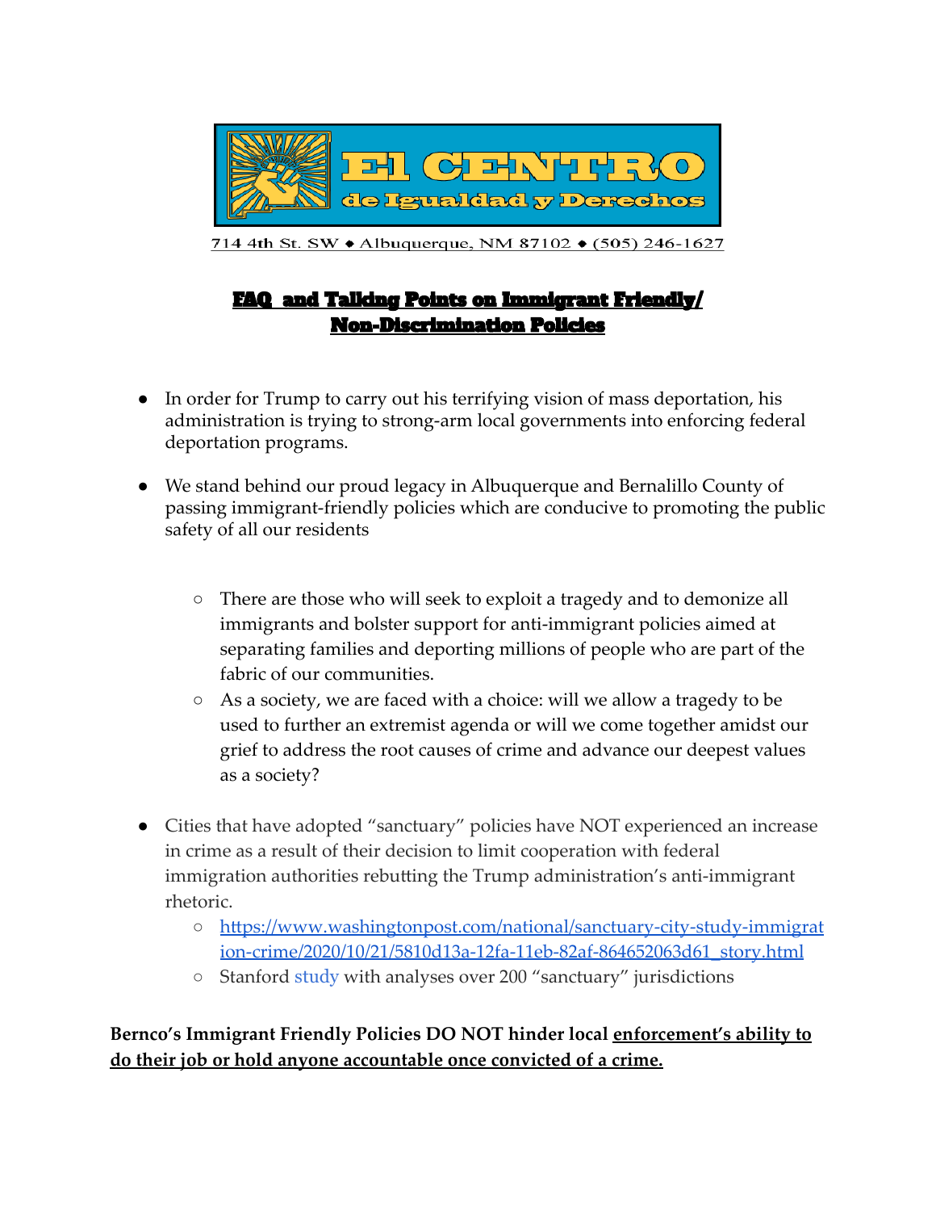# El CENTRO de Igualdad y Derechos

714 4th St. SW ◆ Albuquerque, NM 87102 ◆ (505) 246-1627

## FAQ and Talking Points on Immigrant Friendly/ Non-Discrimination Policies

- In order for Trump to carry out his terrifying vision of mass deportation, his administration is trying to strong-arm local governments into enforcing federal deportation programs.

- We stand behind our proud legacy in Albuquerque and Bernalillo County of passing immigrant-friendly policies which are conducive to promoting the public safety of all our residents

  - There are those who will seek to exploit a tragedy and to demonize all immigrants and bolster support for anti-immigrant policies aimed at separating families and deporting millions of people who are part of the fabric of our communities.
  - As a society, we are faced with a choice: will we allow a tragedy to be used to further an extremist agenda or will we come together amidst our grief to address the root causes of crime and advance our deepest values as a society?

- Cities that have adopted "sanctuary" policies have NOT experienced an increase in crime as a result of their decision to limit cooperation with federal immigration authorities rebutting the Trump administration's anti-immigrant rhetoric.
  - https://www.washingtonpost.com/national/sanctuary-city-study-immigration-crime/2020/10/21/5810d13a-12fa-11eb-82af-864652063d61_story.html
  - Stanford study with analyses over 200 "sanctuary" jurisdictions

**Bernco's Immigrant Friendly Policies DO NOT hinder local enforcement's ability to do their job or hold anyone accountable once convicted of a crime.**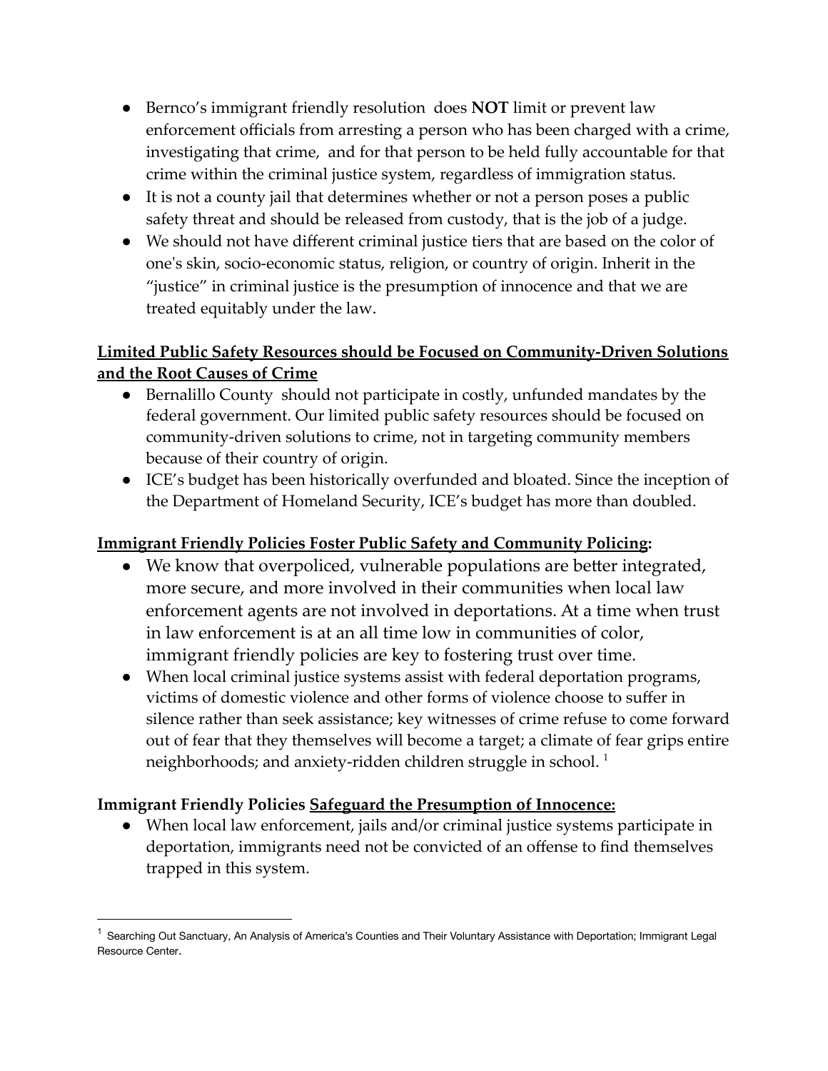- Bernco's immigrant friendly resolution does **NOT** limit or prevent law enforcement officials from arresting a person who has been charged with a crime, investigating that crime, and for that person to be held fully accountable for that crime within the criminal justice system, regardless of immigration status.
- It is not a county jail that determines whether or not a person poses a public safety threat and should be released from custody, that is the job of a judge.
- We should not have different criminal justice tiers that are based on the color of one's skin, socio-economic status, religion, or country of origin. Inherit in the "justice" in criminal justice is the presumption of innocence and that we are treated equitably under the law.

**<u>Limited Public Safety Resources should be Focused on Community-Driven Solutions and the Root Causes of Crime</u>**

- Bernalillo County should not participate in costly, unfunded mandates by the federal government. Our limited public safety resources should be focused on community-driven solutions to crime, not in targeting community members because of their country of origin.
- ICE's budget has been historically overfunded and bloated. Since the inception of the Department of Homeland Security, ICE's budget has more than doubled.

**<u>Immigrant Friendly Policies Foster Public Safety and Community Policing</u>:**

- We know that overpoliced, vulnerable populations are better integrated, more secure, and more involved in their communities when local law enforcement agents are not involved in deportations. At a time when trust in law enforcement is at an all time low in communities of color, immigrant friendly policies are key to fostering trust over time.
- When local criminal justice systems assist with federal deportation programs, victims of domestic violence and other forms of violence choose to suffer in silence rather than seek assistance; key witnesses of crime refuse to come forward out of fear that they themselves will become a target; a climate of fear grips entire neighborhoods; and anxiety-ridden children struggle in school. [1]

**Immigrant Friendly Policies <u>Safeguard the Presumption of Innocence:</u>**

- When local law enforcement, jails and/or criminal justice systems participate in deportation, immigrants need not be convicted of an offense to find themselves trapped in this system.

---

[1] Searching Out Sanctuary, An Analysis of America's Counties and Their Voluntary Assistance with Deportation; Immigrant Legal Resource Center.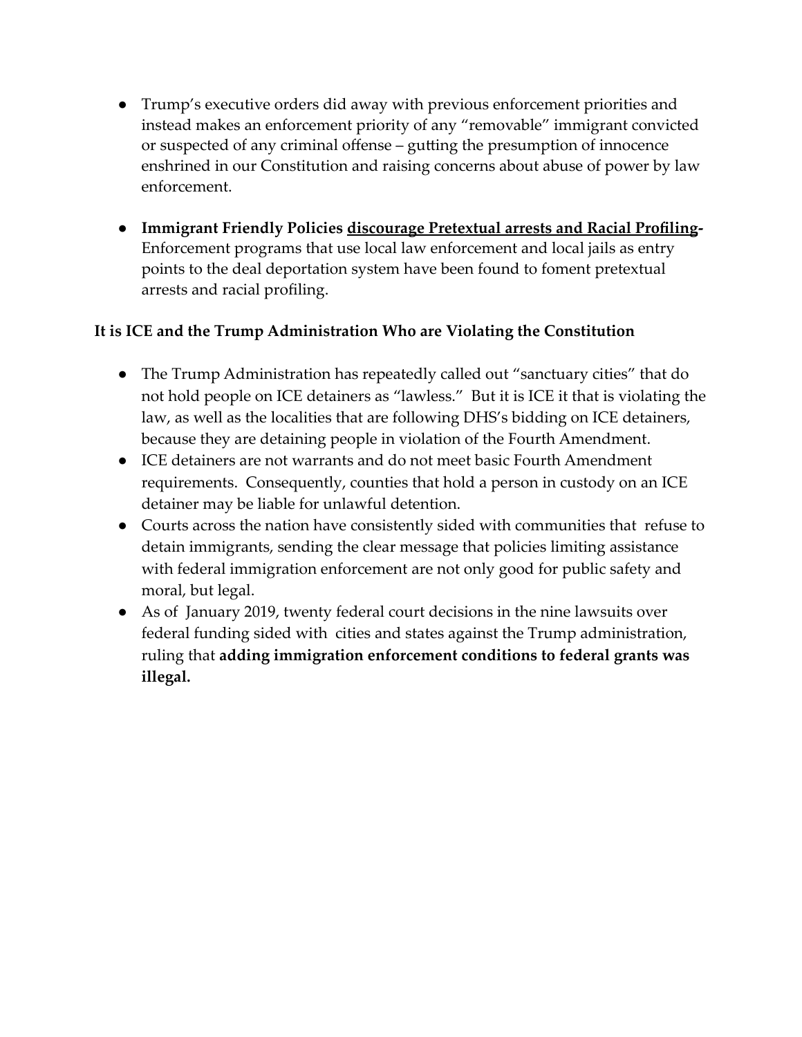- Trump's executive orders did away with previous enforcement priorities and instead makes an enforcement priority of any "removable" immigrant convicted or suspected of any criminal offense – gutting the presumption of innocence enshrined in our Constitution and raising concerns about abuse of power by law enforcement.

- **Immigrant Friendly Policies <u>discourage Pretextual arrests and Racial Profiling</u>-** Enforcement programs that use local law enforcement and local jails as entry points to the deal deportation system have been found to foment pretextual arrests and racial profiling.

**It is ICE and the Trump Administration Who are Violating the Constitution**

- The Trump Administration has repeatedly called out "sanctuary cities" that do not hold people on ICE detainers as "lawless." But it is ICE it that is violating the law, as well as the localities that are following DHS's bidding on ICE detainers, because they are detaining people in violation of the Fourth Amendment.
- ICE detainers are not warrants and do not meet basic Fourth Amendment requirements. Consequently, counties that hold a person in custody on an ICE detainer may be liable for unlawful detention.
- Courts across the nation have consistently sided with communities that refuse to detain immigrants, sending the clear message that policies limiting assistance with federal immigration enforcement are not only good for public safety and moral, but legal.
- As of January 2019, twenty federal court decisions in the nine lawsuits over federal funding sided with cities and states against the Trump administration, ruling that **adding immigration enforcement conditions to federal grants was illegal.**